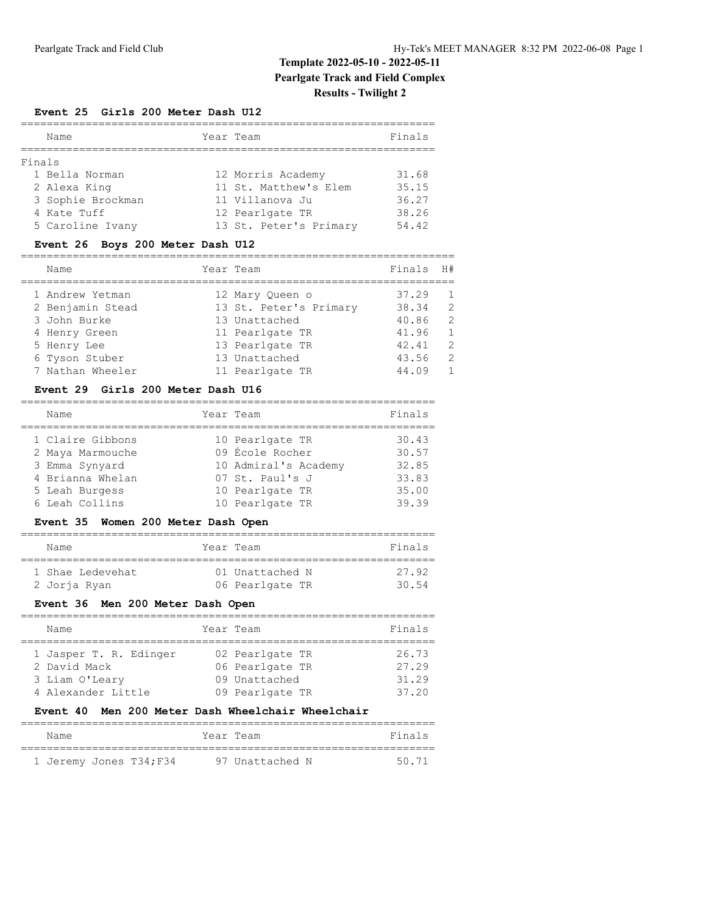# Template 2022-05-10 - 2022-05-11
## Pearlgate Track and Field Complex
### Results - Twilight 2

**Event 25 Girls 200 Meter Dash U12**

Finals

| Name | Year | Team | Finals |
|---|---|---|---|
| 1 Bella Norman | 12 | Morris Academy | 31.68 |
| 2 Alexa King | 11 | St. Matthew's Elem | 35.15 |
| 3 Sophie Brockman | 11 | Villanova Ju | 36.27 |
| 4 Kate Tuff | 12 | Pearlgate TR | 38.26 |
| 5 Caroline Ivany | 13 | St. Peter's Primary | 54.42 |

**Event 26 Boys 200 Meter Dash U12**

| Name | Year | Team | Finals | H# |
|---|---|---|---|---|
| 1 Andrew Yetman | 12 | Mary Queen o | 37.29 | 1 |
| 2 Benjamin Stead | 13 | St. Peter's Primary | 38.34 | 2 |
| 3 John Burke | 13 | Unattached | 40.86 | 2 |
| 4 Henry Green | 11 | Pearlgate TR | 41.96 | 1 |
| 5 Henry Lee | 13 | Pearlgate TR | 42.41 | 2 |
| 6 Tyson Stuber | 13 | Unattached | 43.56 | 2 |
| 7 Nathan Wheeler | 11 | Pearlgate TR | 44.09 | 1 |

**Event 29 Girls 200 Meter Dash U16**

| Name | Year | Team | Finals |
|---|---|---|---|
| 1 Claire Gibbons | 10 | Pearlgate TR | 30.43 |
| 2 Maya Marmouche | 09 | École Rocher | 30.57 |
| 3 Emma Synyard | 10 | Admiral's Academy | 32.85 |
| 4 Brianna Whelan | 07 | St. Paul's J | 33.83 |
| 5 Leah Burgess | 10 | Pearlgate TR | 35.00 |
| 6 Leah Collins | 10 | Pearlgate TR | 39.39 |

**Event 35 Women 200 Meter Dash Open**

| Name | Year | Team | Finals |
|---|---|---|---|
| 1 Shae Ledevehat | 01 | Unattached N | 27.92 |
| 2 Jorja Ryan | 06 | Pearlgate TR | 30.54 |

**Event 36 Men 200 Meter Dash Open**

| Name | Year | Team | Finals |
|---|---|---|---|
| 1 Jasper T. R. Edinger | 02 | Pearlgate TR | 26.73 |
| 2 David Mack | 06 | Pearlgate TR | 27.29 |
| 3 Liam O'Leary | 09 | Unattached | 31.29 |
| 4 Alexander Little | 09 | Pearlgate TR | 37.20 |

**Event 40 Men 200 Meter Dash Wheelchair Wheelchair**

| Name | Year | Team | Finals |
|---|---|---|---|
| 1 Jeremy Jones T34;F34 | 97 | Unattached N | 50.71 |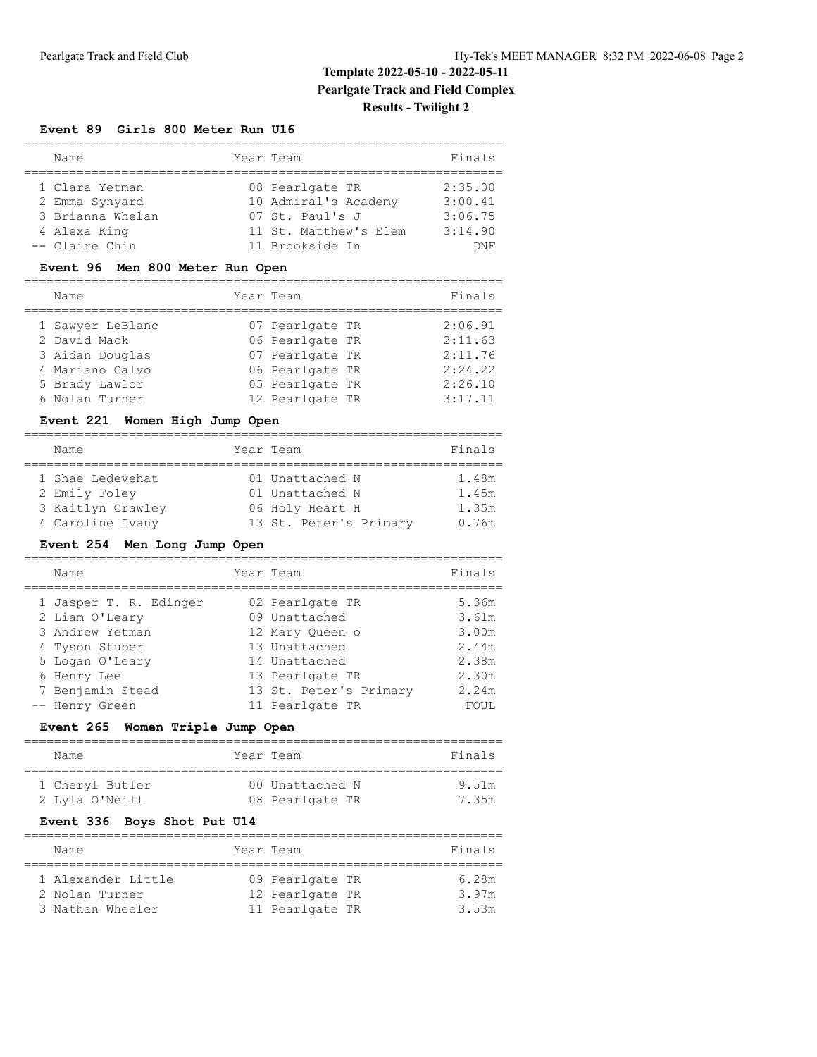# Template 2022-05-10 - 2022-05-11
## Pearlgate Track and Field Complex
### Results - Twilight 2

**Event 89 Girls 800 Meter Run U16**

| | Name | Year | Team | Finals |
|---|---|---|---|---|
| 1 | Clara Yetman | 08 | Pearlgate TR | 2:35.00 |
| 2 | Emma Synyard | 10 | Admiral's Academy | 3:00.41 |
| 3 | Brianna Whelan | 07 | St. Paul's J | 3:06.75 |
| 4 | Alexa King | 11 | St. Matthew's Elem | 3:14.90 |
| -- | Claire Chin | 11 | Brookside In | DNF |

**Event 96 Men 800 Meter Run Open**

| | Name | Year | Team | Finals |
|---|---|---|---|---|
| 1 | Sawyer LeBlanc | 07 | Pearlgate TR | 2:06.91 |
| 2 | David Mack | 06 | Pearlgate TR | 2:11.63 |
| 3 | Aidan Douglas | 07 | Pearlgate TR | 2:11.76 |
| 4 | Mariano Calvo | 06 | Pearlgate TR | 2:24.22 |
| 5 | Brady Lawlor | 05 | Pearlgate TR | 2:26.10 |
| 6 | Nolan Turner | 12 | Pearlgate TR | 3:17.11 |

**Event 221 Women High Jump Open**

| | Name | Year | Team | Finals |
|---|---|---|---|---|
| 1 | Shae Ledevehat | 01 | Unattached N | 1.48m |
| 2 | Emily Foley | 01 | Unattached N | 1.45m |
| 3 | Kaitlyn Crawley | 06 | Holy Heart H | 1.35m |
| 4 | Caroline Ivany | 13 | St. Peter's Primary | 0.76m |

**Event 254 Men Long Jump Open**

| | Name | Year | Team | Finals |
|---|---|---|---|---|
| 1 | Jasper T. R. Edinger | 02 | Pearlgate TR | 5.36m |
| 2 | Liam O'Leary | 09 | Unattached | 3.61m |
| 3 | Andrew Yetman | 12 | Mary Queen o | 3.00m |
| 4 | Tyson Stuber | 13 | Unattached | 2.44m |
| 5 | Logan O'Leary | 14 | Unattached | 2.38m |
| 6 | Henry Lee | 13 | Pearlgate TR | 2.30m |
| 7 | Benjamin Stead | 13 | St. Peter's Primary | 2.24m |
| -- | Henry Green | 11 | Pearlgate TR | FOUL |

**Event 265 Women Triple Jump Open**

| | Name | Year | Team | Finals |
|---|---|---|---|---|
| 1 | Cheryl Butler | 00 | Unattached N | 9.51m |
| 2 | Lyla O'Neill | 08 | Pearlgate TR | 7.35m |

**Event 336 Boys Shot Put U14**

| | Name | Year | Team | Finals |
|---|---|---|---|---|
| 1 | Alexander Little | 09 | Pearlgate TR | 6.28m |
| 2 | Nolan Turner | 12 | Pearlgate TR | 3.97m |
| 3 | Nathan Wheeler | 11 | Pearlgate TR | 3.53m |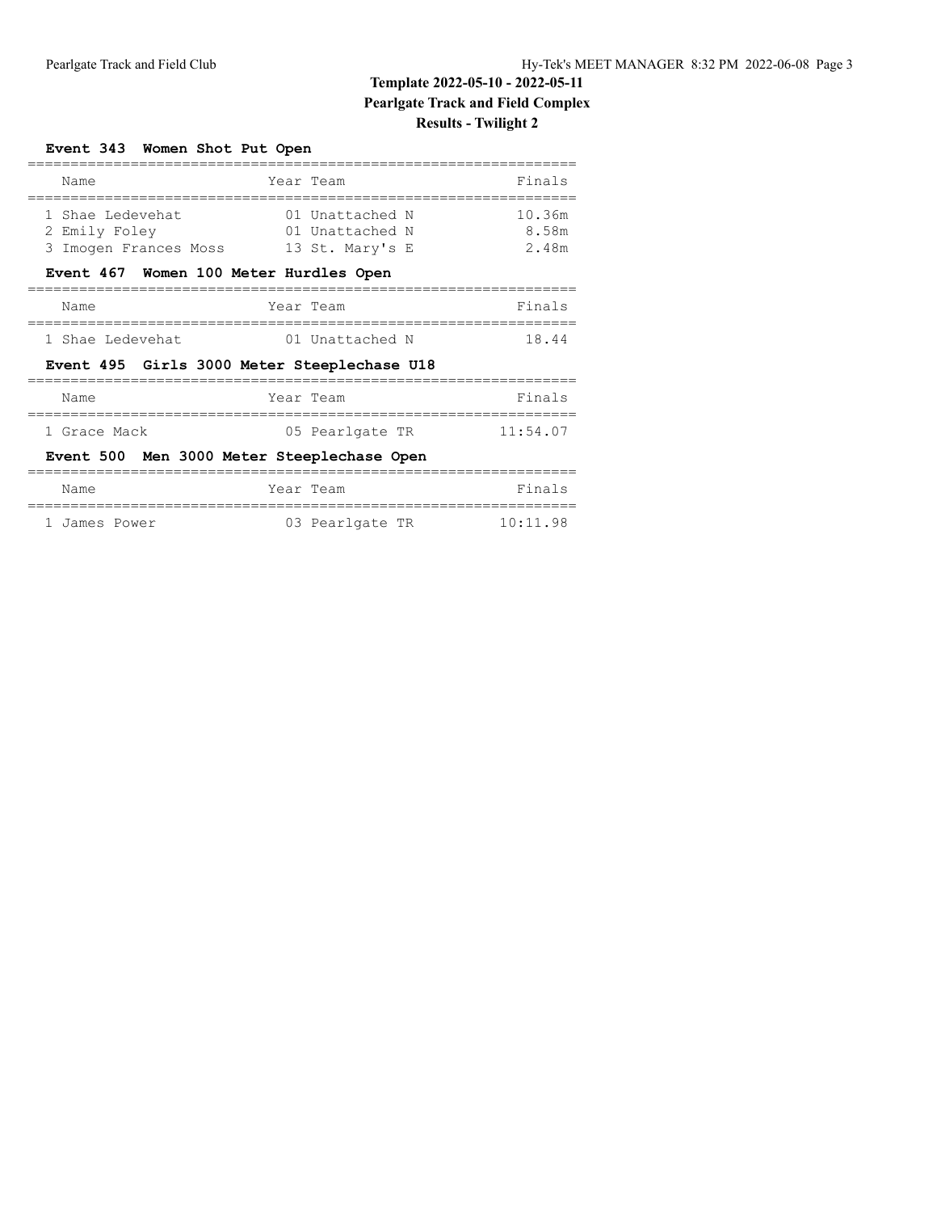# Template 2022-05-10 - 2022-05-11

## Pearlgate Track and Field Complex

## Results - Twilight 2

### Event 343 Women Shot Put Open

| | Name | Year | Team | Finals |
|---|---|---|---|---|
| 1 | Shae Ledevehat | 01 | Unattached N | 10.36m |
| 2 | Emily Foley | 01 | Unattached N | 8.58m |
| 3 | Imogen Frances Moss | 13 | St. Mary's E | 2.48m |

### Event 467 Women 100 Meter Hurdles Open

| | Name | Year | Team | Finals |
|---|---|---|---|---|
| 1 | Shae Ledevehat | 01 | Unattached N | 18.44 |

### Event 495 Girls 3000 Meter Steeplechase U18

| | Name | Year | Team | Finals |
|---|---|---|---|---|
| 1 | Grace Mack | 05 | Pearlgate TR | 11:54.07 |

### Event 500 Men 3000 Meter Steeplechase Open

| | Name | Year | Team | Finals |
|---|---|---|---|---|
| 1 | James Power | 03 | Pearlgate TR | 10:11.98 |